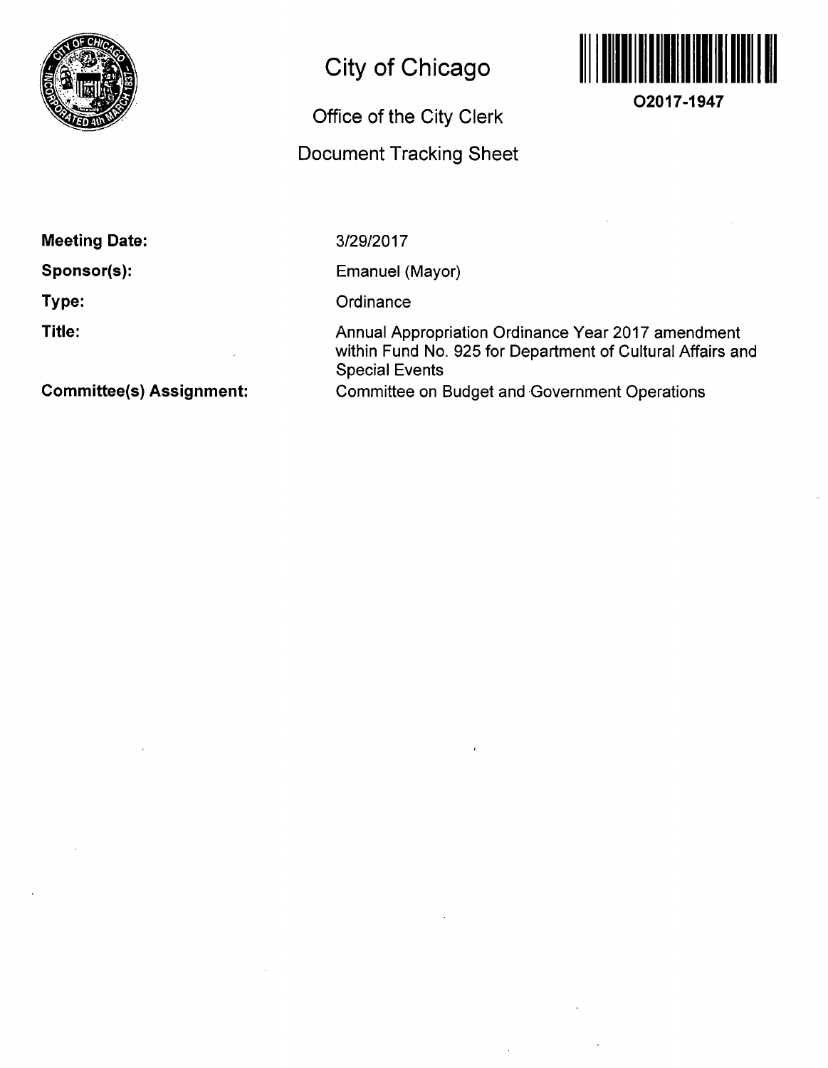# City of Chicago

## Office of the City Clerk

## Document Tracking Sheet

O2017-1947

| | |
|---|---|
| **Meeting Date:** | 3/29/2017 |
| **Sponsor(s):** | Emanuel (Mayor) |
| **Type:** | Ordinance |
| **Title:** | Annual Appropriation Ordinance Year 2017 amendment within Fund No. 925 for Department of Cultural Affairs and Special Events |
| **Committee(s) Assignment:** | Committee on Budget and Government Operations |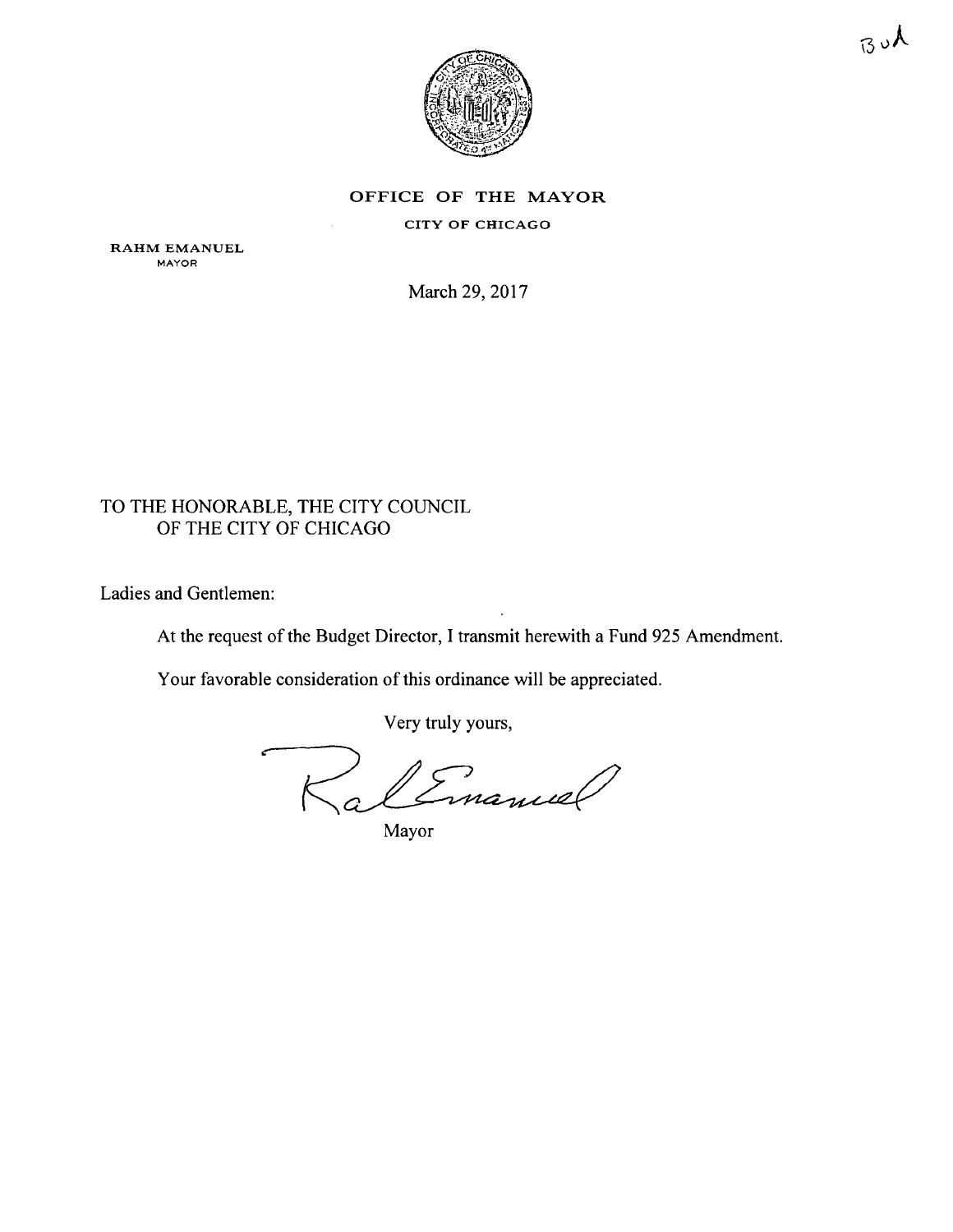BuA

**OFFICE OF THE MAYOR**

**CITY OF CHICAGO**

**RAHM EMANUEL**
MAYOR

March 29, 2017

TO THE HONORABLE, THE CITY COUNCIL
OF THE CITY OF CHICAGO

Ladies and Gentlemen:

At the request of the Budget Director, I transmit herewith a Fund 925 Amendment.

Your favorable consideration of this ordinance will be appreciated.

Very truly yours,

Mayor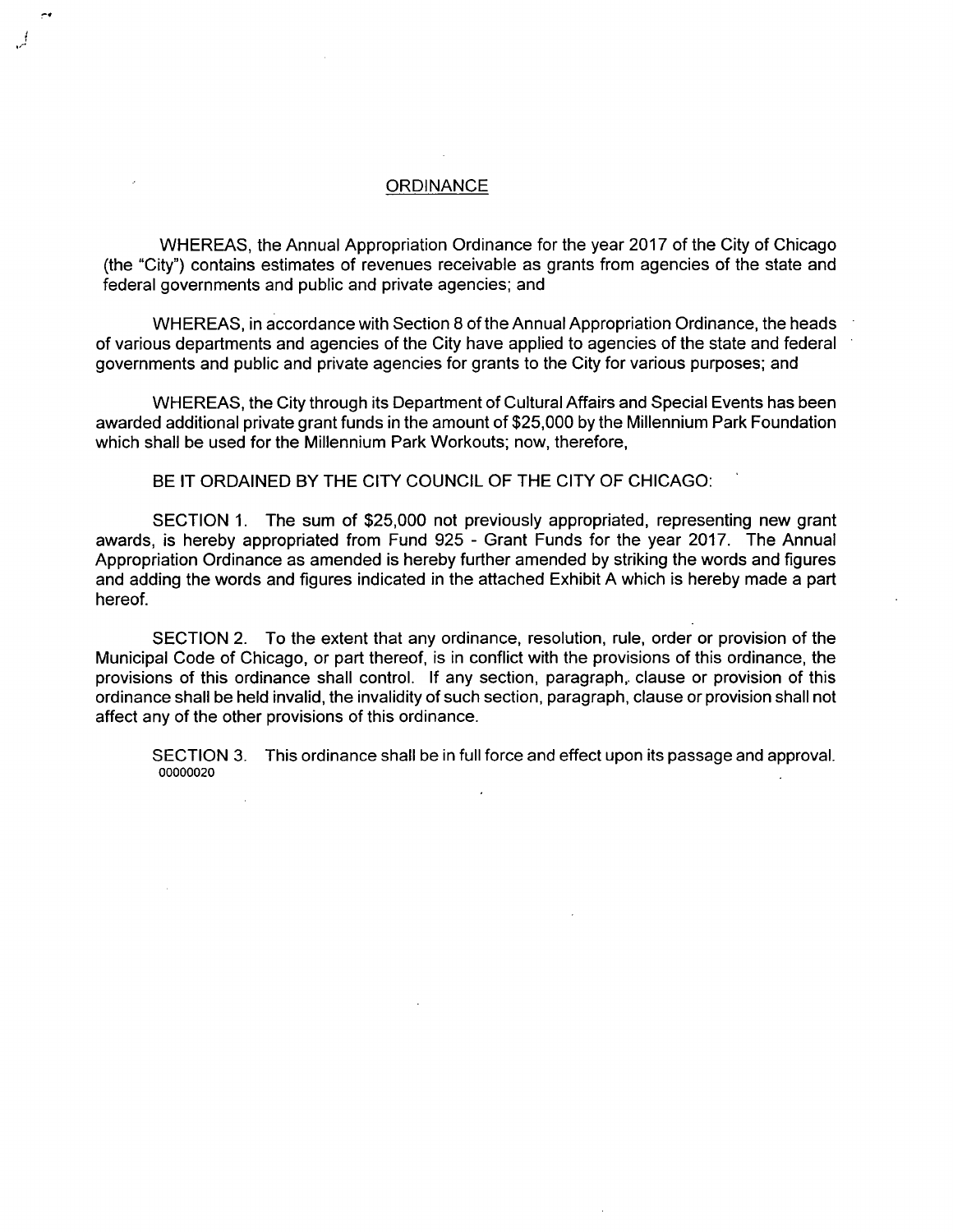# ORDINANCE

WHEREAS, the Annual Appropriation Ordinance for the year 2017 of the City of Chicago (the "City") contains estimates of revenues receivable as grants from agencies of the state and federal governments and public and private agencies; and

WHEREAS, in accordance with Section 8 of the Annual Appropriation Ordinance, the heads of various departments and agencies of the City have applied to agencies of the state and federal governments and public and private agencies for grants to the City for various purposes; and

WHEREAS, the City through its Department of Cultural Affairs and Special Events has been awarded additional private grant funds in the amount of $25,000 by the Millennium Park Foundation which shall be used for the Millennium Park Workouts; now, therefore,

BE IT ORDAINED BY THE CITY COUNCIL OF THE CITY OF CHICAGO:

SECTION 1. The sum of $25,000 not previously appropriated, representing new grant awards, is hereby appropriated from Fund 925 - Grant Funds for the year 2017. The Annual Appropriation Ordinance as amended is hereby further amended by striking the words and figures and adding the words and figures indicated in the attached Exhibit A which is hereby made a part hereof.

SECTION 2. To the extent that any ordinance, resolution, rule, order or provision of the Municipal Code of Chicago, or part thereof, is in conflict with the provisions of this ordinance, the provisions of this ordinance shall control. If any section, paragraph, clause or provision of this ordinance shall be held invalid, the invalidity of such section, paragraph, clause or provision shall not affect any of the other provisions of this ordinance.

SECTION 3. This ordinance shall be in full force and effect upon its passage and approval.

00000020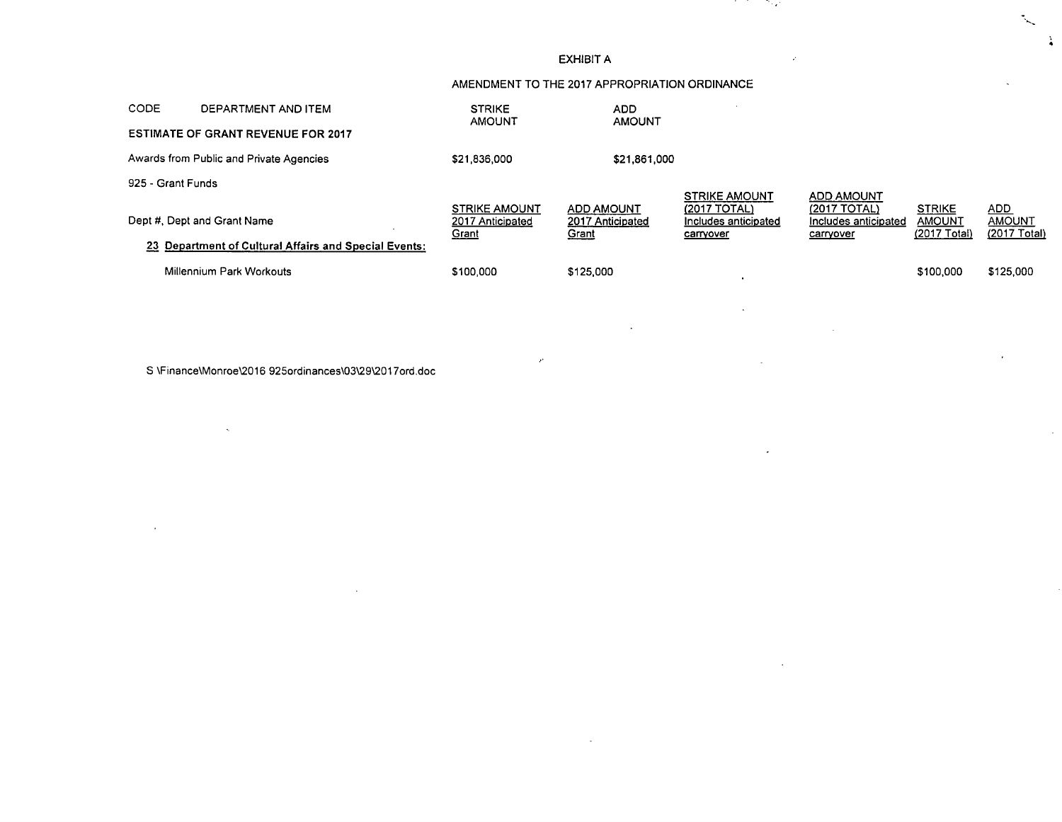EXHIBIT A

AMENDMENT TO THE 2017 APPROPRIATION ORDINANCE

| CODE | DEPARTMENT AND ITEM | STRIKE AMOUNT | ADD AMOUNT |
|---|---|---|---|
| | **ESTIMATE OF GRANT REVENUE FOR 2017** | | |
| | Awards from Public and Private Agencies | $21,836,000 | $21,861,000 |

925 - Grant Funds

| Dept #, Dept and Grant Name | STRIKE AMOUNT 2017 Anticipated Grant | ADD AMOUNT 2017 Anticipated Grant | STRIKE AMOUNT (2017 TOTAL) Includes anticipated carryover | ADD AMOUNT (2017 TOTAL) Includes anticipated carryover | STRIKE AMOUNT (2017 Total) | ADD AMOUNT (2017 Total) |
|---|---|---|---|---|---|---|
| **23 Department of Cultural Affairs and Special Events:** | | | | | | |
| Millennium Park Workouts | $100,000 | $125,000 | | | $100,000 | $125,000 |

S \Finance\Monroe\2016 925ordinances\03\29\2017ord.doc